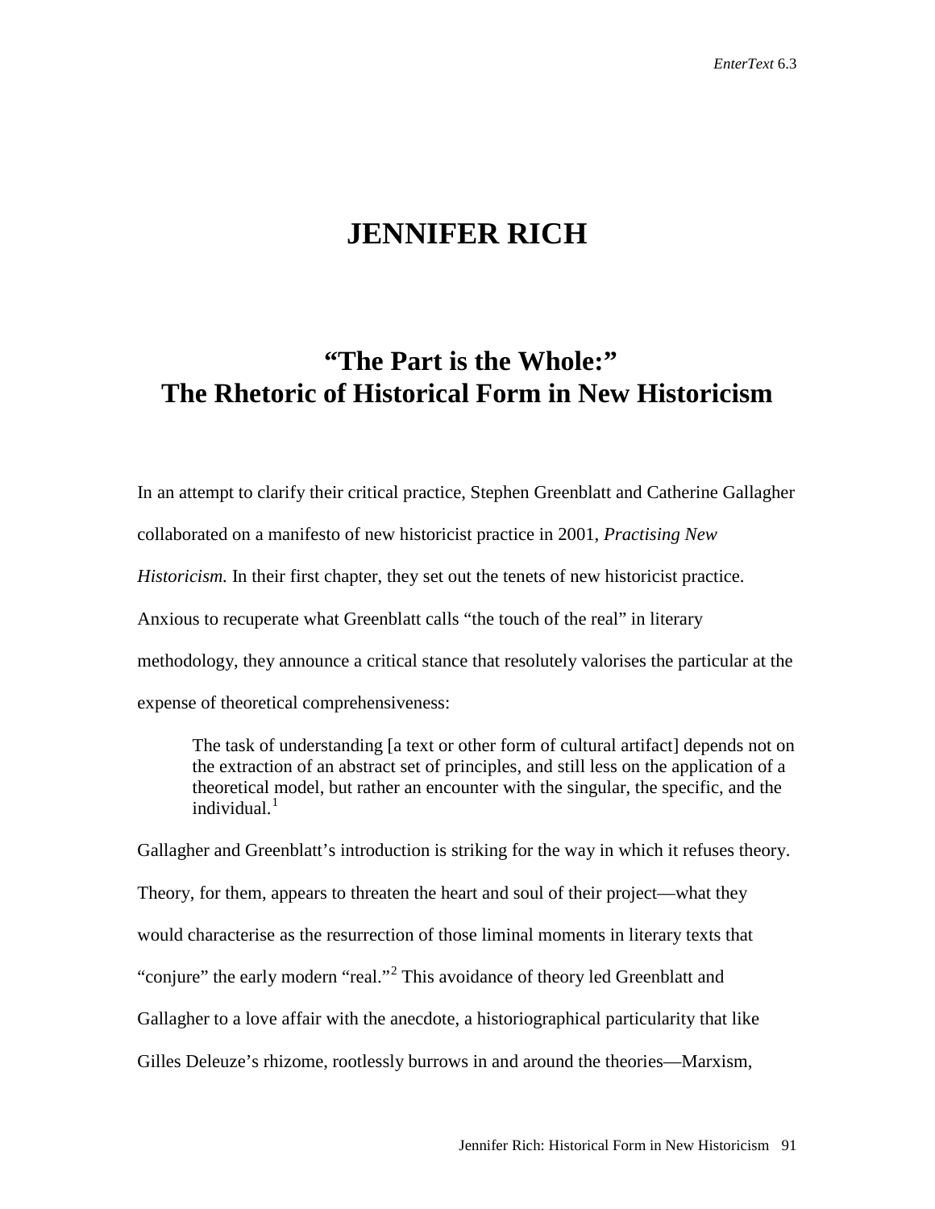# JENNIFER RICH

## "The Part is the Whole:" The Rhetoric of Historical Form in New Historicism

In an attempt to clarify their critical practice, Stephen Greenblatt and Catherine Gallagher collaborated on a manifesto of new historicist practice in 2001, *Practising New Historicism.* In their first chapter, they set out the tenets of new historicist practice. Anxious to recuperate what Greenblatt calls "the touch of the real" in literary methodology, they announce a critical stance that resolutely valorises the particular at the expense of theoretical comprehensiveness:

> The task of understanding [a text or other form of cultural artifact] depends not on the extraction of an abstract set of principles, and still less on the application of a theoretical model, but rather an encounter with the singular, the specific, and the individual.[1]

Gallagher and Greenblatt's introduction is striking for the way in which it refuses theory. Theory, for them, appears to threaten the heart and soul of their project—what they would characterise as the resurrection of those liminal moments in literary texts that "conjure" the early modern "real."[2] This avoidance of theory led Greenblatt and Gallagher to a love affair with the anecdote, a historiographical particularity that like Gilles Deleuze's rhizome, rootlessly burrows in and around the theories—Marxism,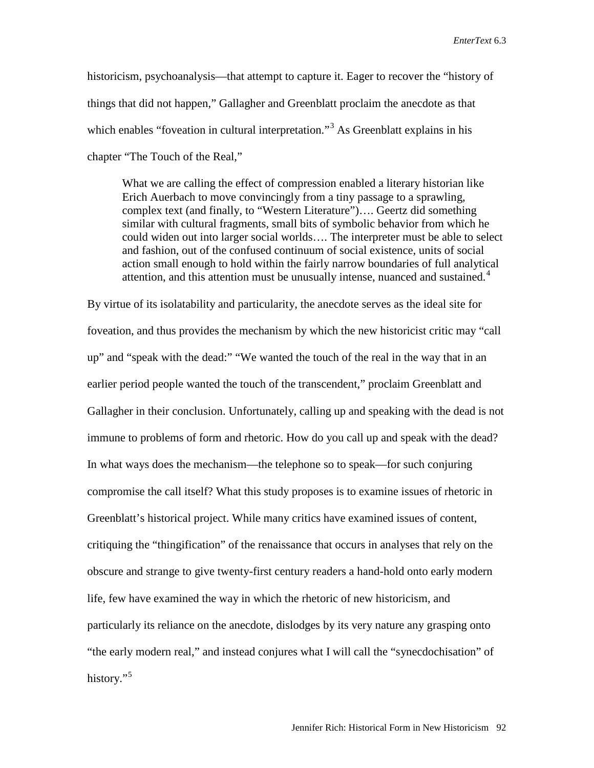historicism, psychoanalysis—that attempt to capture it. Eager to recover the "history of things that did not happen," Gallagher and Greenblatt proclaim the anecdote as that which enables "foveation in cultural interpretation."[3] As Greenblatt explains in his chapter "The Touch of the Real,"

> What we are calling the effect of compression enabled a literary historian like Erich Auerbach to move convincingly from a tiny passage to a sprawling, complex text (and finally, to "Western Literature")…. Geertz did something similar with cultural fragments, small bits of symbolic behavior from which he could widen out into larger social worlds…. The interpreter must be able to select and fashion, out of the confused continuum of social existence, units of social action small enough to hold within the fairly narrow boundaries of full analytical attention, and this attention must be unusually intense, nuanced and sustained.[4]

By virtue of its isolatability and particularity, the anecdote serves as the ideal site for foveation, and thus provides the mechanism by which the new historicist critic may "call up" and "speak with the dead:" "We wanted the touch of the real in the way that in an earlier period people wanted the touch of the transcendent," proclaim Greenblatt and Gallagher in their conclusion. Unfortunately, calling up and speaking with the dead is not immune to problems of form and rhetoric. How do you call up and speak with the dead? In what ways does the mechanism—the telephone so to speak—for such conjuring compromise the call itself? What this study proposes is to examine issues of rhetoric in Greenblatt's historical project. While many critics have examined issues of content, critiquing the "thingification" of the renaissance that occurs in analyses that rely on the obscure and strange to give twenty-first century readers a hand-hold onto early modern life, few have examined the way in which the rhetoric of new historicism, and particularly its reliance on the anecdote, dislodges by its very nature any grasping onto "the early modern real," and instead conjures what I will call the "synecdochisation" of history."[5]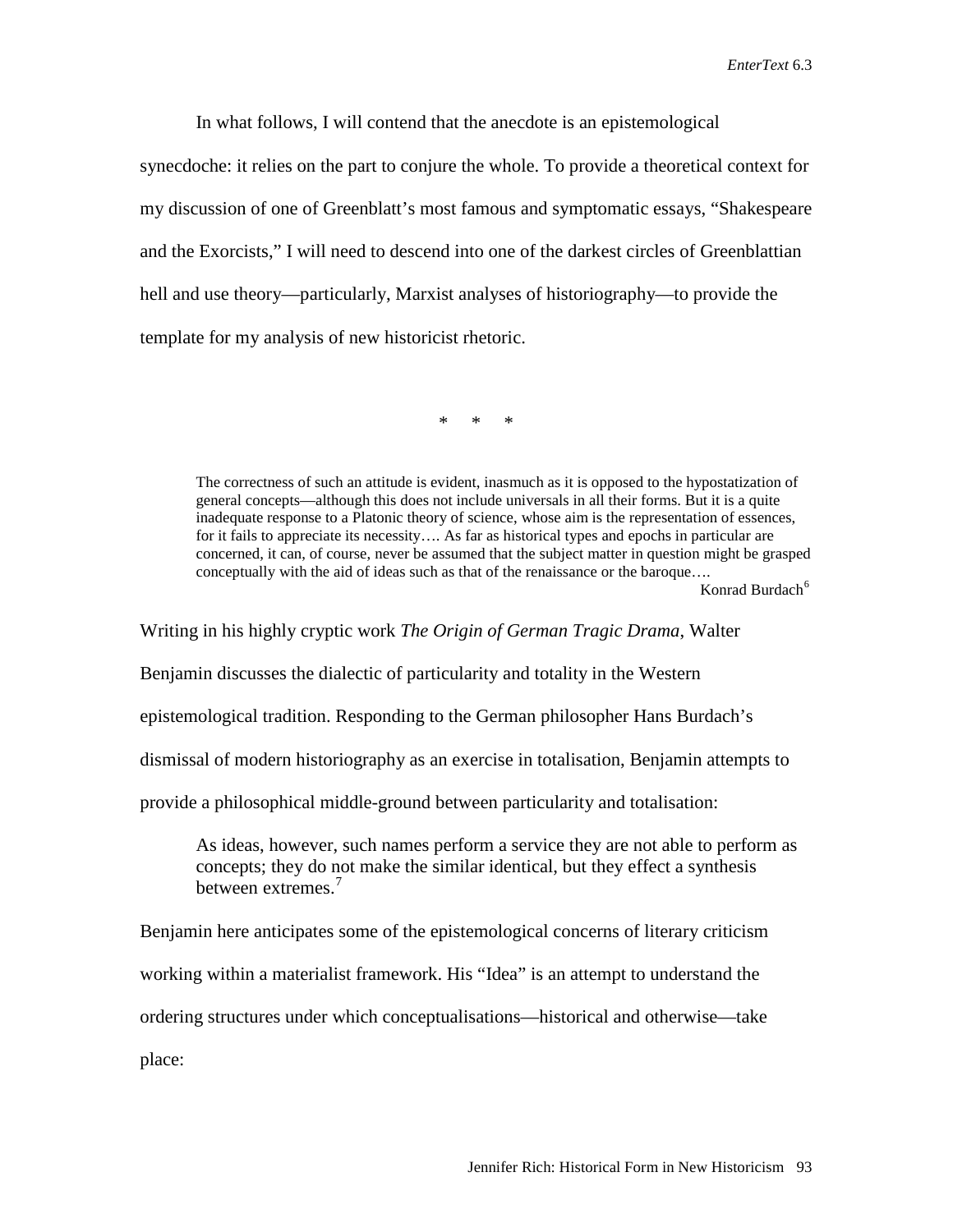In what follows, I will contend that the anecdote is an epistemological synecdoche: it relies on the part to conjure the whole. To provide a theoretical context for my discussion of one of Greenblatt's most famous and symptomatic essays, "Shakespeare and the Exorcists," I will need to descend into one of the darkest circles of Greenblattian hell and use theory—particularly, Marxist analyses of historiography—to provide the template for my analysis of new historicist rhetoric.

\*    \*    \*

> The correctness of such an attitude is evident, inasmuch as it is opposed to the hypostatization of general concepts—although this does not include universals in all their forms. But it is a quite inadequate response to a Platonic theory of science, whose aim is the representation of essences, for it fails to appreciate its necessity…. As far as historical types and epochs in particular are concerned, it can, of course, never be assumed that the subject matter in question might be grasped conceptually with the aid of ideas such as that of the renaissance or the baroque….
>
> Konrad Burdach[6]

Writing in his highly cryptic work *The Origin of German Tragic Drama*, Walter Benjamin discusses the dialectic of particularity and totality in the Western epistemological tradition. Responding to the German philosopher Hans Burdach's dismissal of modern historiography as an exercise in totalisation, Benjamin attempts to provide a philosophical middle-ground between particularity and totalisation:

> As ideas, however, such names perform a service they are not able to perform as concepts; they do not make the similar identical, but they effect a synthesis between extremes.[7]

Benjamin here anticipates some of the epistemological concerns of literary criticism working within a materialist framework. His "Idea" is an attempt to understand the ordering structures under which conceptualisations—historical and otherwise—take place: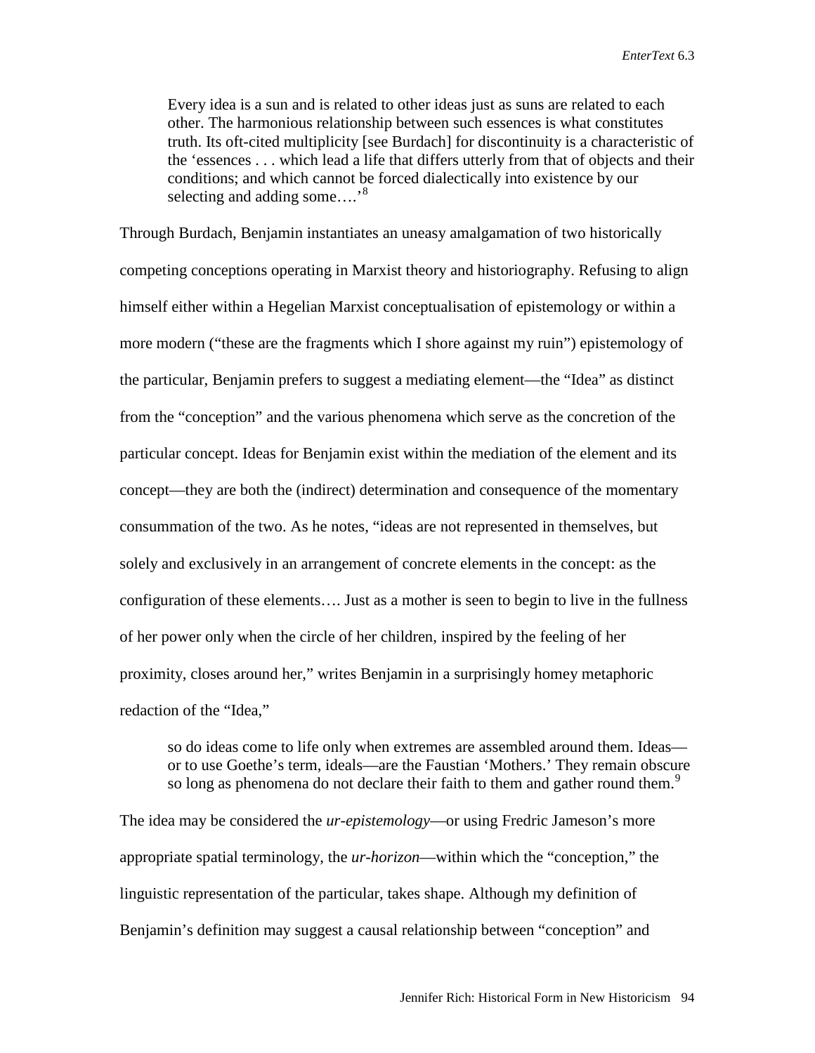> Every idea is a sun and is related to other ideas just as suns are related to each other. The harmonious relationship between such essences is what constitutes truth. Its oft-cited multiplicity [see Burdach] for discontinuity is a characteristic of the 'essences . . . which lead a life that differs utterly from that of objects and their conditions; and which cannot be forced dialectically into existence by our selecting and adding some….'[8]

Through Burdach, Benjamin instantiates an uneasy amalgamation of two historically competing conceptions operating in Marxist theory and historiography. Refusing to align himself either within a Hegelian Marxist conceptualisation of epistemology or within a more modern ("these are the fragments which I shore against my ruin") epistemology of the particular, Benjamin prefers to suggest a mediating element—the "Idea" as distinct from the "conception" and the various phenomena which serve as the concretion of the particular concept. Ideas for Benjamin exist within the mediation of the element and its concept—they are both the (indirect) determination and consequence of the momentary consummation of the two. As he notes, "ideas are not represented in themselves, but solely and exclusively in an arrangement of concrete elements in the concept: as the configuration of these elements…. Just as a mother is seen to begin to live in the fullness of her power only when the circle of her children, inspired by the feeling of her proximity, closes around her," writes Benjamin in a surprisingly homey metaphoric redaction of the "Idea,"

> so do ideas come to life only when extremes are assembled around them. Ideas—or to use Goethe's term, ideals—are the Faustian 'Mothers.' They remain obscure so long as phenomena do not declare their faith to them and gather round them.[9]

The idea may be considered the *ur-epistemology*—or using Fredric Jameson's more appropriate spatial terminology, the *ur-horizon*—within which the "conception," the linguistic representation of the particular, takes shape. Although my definition of Benjamin's definition may suggest a causal relationship between "conception" and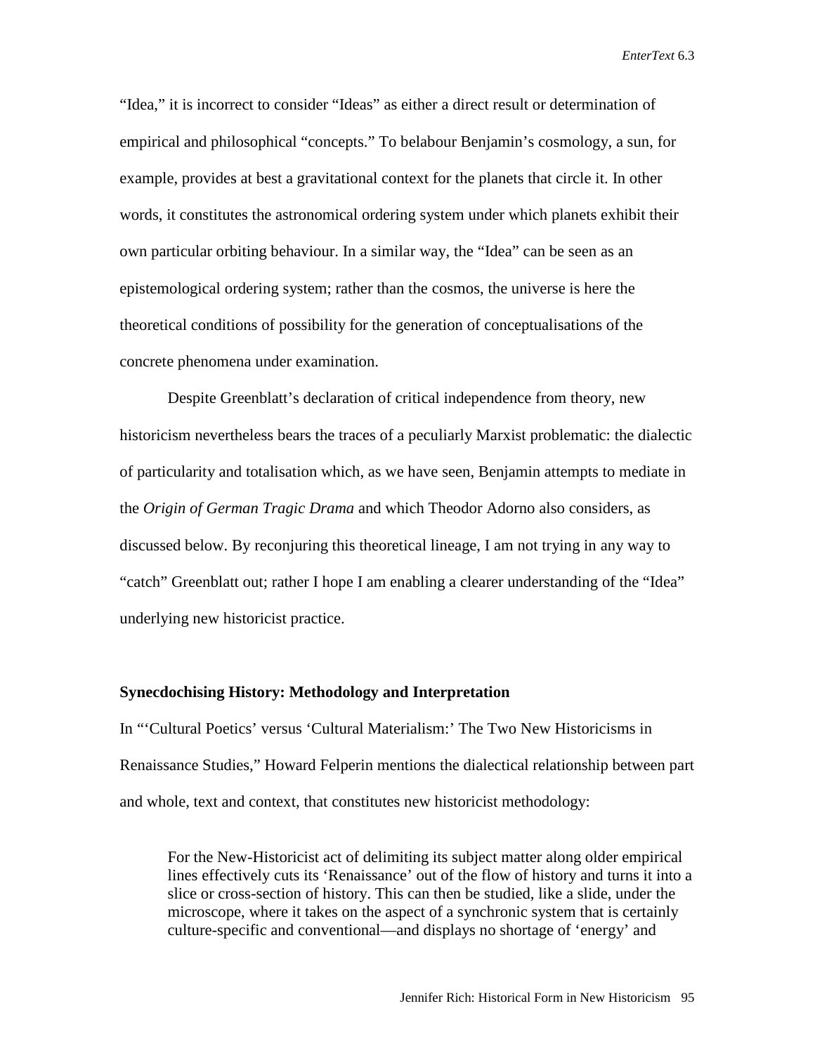"Idea," it is incorrect to consider "Ideas" as either a direct result or determination of empirical and philosophical "concepts." To belabour Benjamin's cosmology, a sun, for example, provides at best a gravitational context for the planets that circle it. In other words, it constitutes the astronomical ordering system under which planets exhibit their own particular orbiting behaviour. In a similar way, the "Idea" can be seen as an epistemological ordering system; rather than the cosmos, the universe is here the theoretical conditions of possibility for the generation of conceptualisations of the concrete phenomena under examination.

Despite Greenblatt's declaration of critical independence from theory, new historicism nevertheless bears the traces of a peculiarly Marxist problematic: the dialectic of particularity and totalisation which, as we have seen, Benjamin attempts to mediate in the *Origin of German Tragic Drama* and which Theodor Adorno also considers, as discussed below. By reconjuring this theoretical lineage, I am not trying in any way to "catch" Greenblatt out; rather I hope I am enabling a clearer understanding of the "Idea" underlying new historicist practice.

### Synecdochising History: Methodology and Interpretation

In "'Cultural Poetics' versus 'Cultural Materialism:' The Two New Historicisms in Renaissance Studies," Howard Felperin mentions the dialectical relationship between part and whole, text and context, that constitutes new historicist methodology:

> For the New-Historicist act of delimiting its subject matter along older empirical lines effectively cuts its 'Renaissance' out of the flow of history and turns it into a slice or cross-section of history. This can then be studied, like a slide, under the microscope, where it takes on the aspect of a synchronic system that is certainly culture-specific and conventional—and displays no shortage of 'energy' and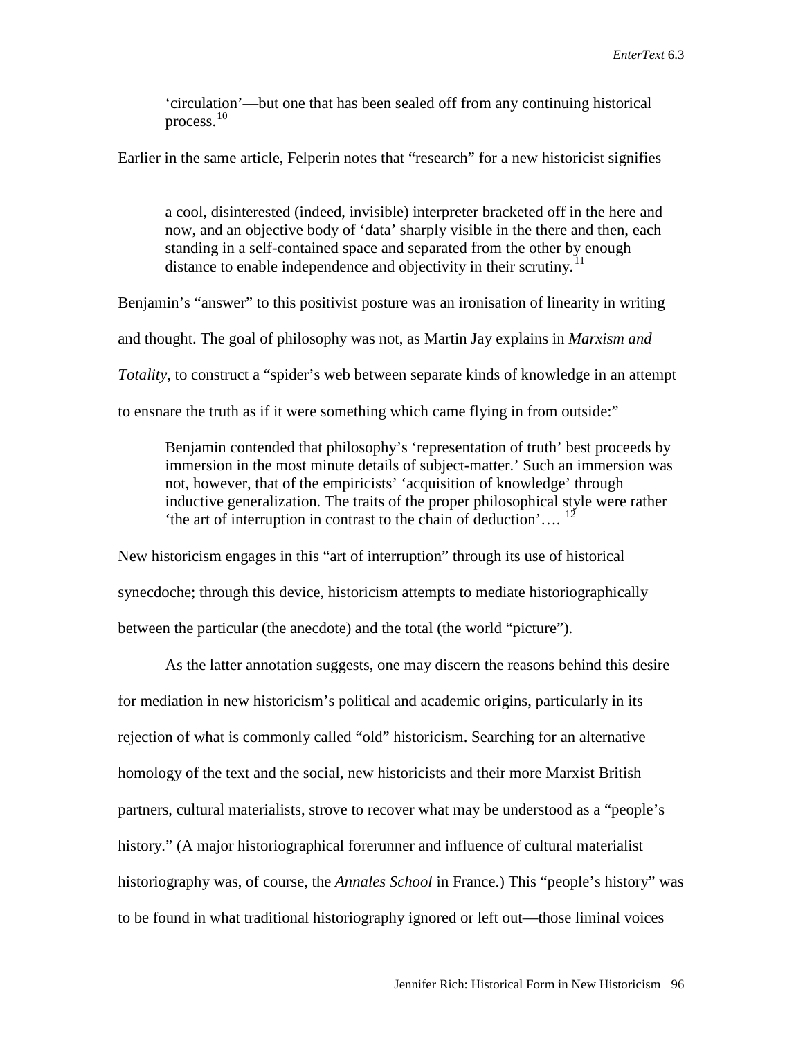> 'circulation'—but one that has been sealed off from any continuing historical process.[10]

Earlier in the same article, Felperin notes that "research" for a new historicist signifies

> a cool, disinterested (indeed, invisible) interpreter bracketed off in the here and now, and an objective body of 'data' sharply visible in the there and then, each standing in a self-contained space and separated from the other by enough distance to enable independence and objectivity in their scrutiny.[11]

Benjamin's "answer" to this positivist posture was an ironisation of linearity in writing and thought. The goal of philosophy was not, as Martin Jay explains in *Marxism and Totality*, to construct a "spider's web between separate kinds of knowledge in an attempt to ensnare the truth as if it were something which came flying in from outside:"

> Benjamin contended that philosophy's 'representation of truth' best proceeds by immersion in the most minute details of subject-matter.' Such an immersion was not, however, that of the empiricists' 'acquisition of knowledge' through inductive generalization. The traits of the proper philosophical style were rather 'the art of interruption in contrast to the chain of deduction'…. [12]

New historicism engages in this "art of interruption" through its use of historical synecdoche; through this device, historicism attempts to mediate historiographically between the particular (the anecdote) and the total (the world "picture").

As the latter annotation suggests, one may discern the reasons behind this desire for mediation in new historicism's political and academic origins, particularly in its rejection of what is commonly called "old" historicism. Searching for an alternative homology of the text and the social, new historicists and their more Marxist British partners, cultural materialists, strove to recover what may be understood as a "people's history." (A major historiographical forerunner and influence of cultural materialist historiography was, of course, the *Annales School* in France.) This "people's history" was to be found in what traditional historiography ignored or left out—those liminal voices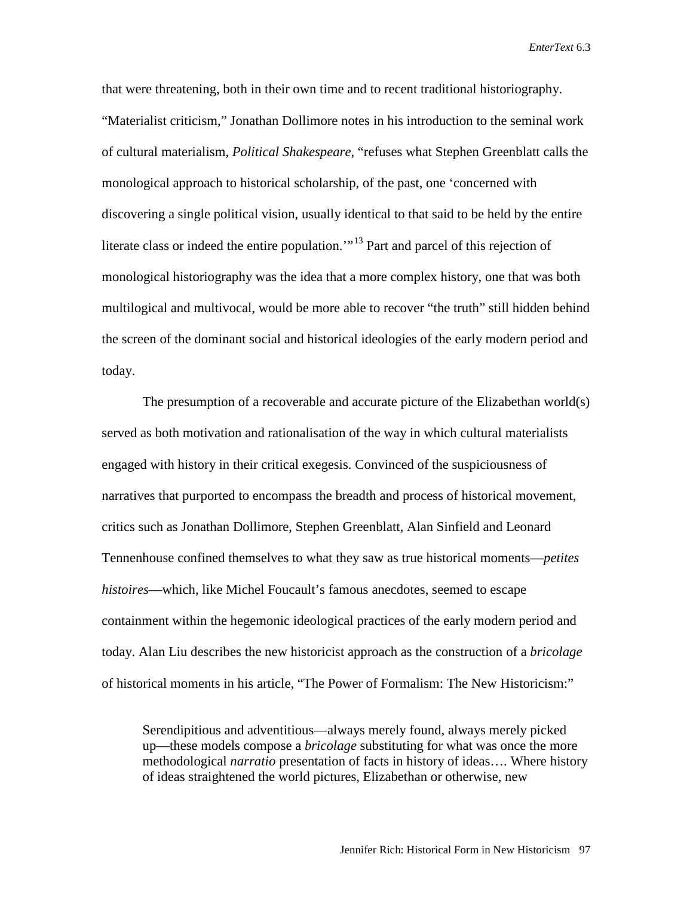that were threatening, both in their own time and to recent traditional historiography. "Materialist criticism," Jonathan Dollimore notes in his introduction to the seminal work of cultural materialism, *Political Shakespeare*, "refuses what Stephen Greenblatt calls the monological approach to historical scholarship, of the past, one 'concerned with discovering a single political vision, usually identical to that said to be held by the entire literate class or indeed the entire population.'"[13] Part and parcel of this rejection of monological historiography was the idea that a more complex history, one that was both multilogical and multivocal, would be more able to recover "the truth" still hidden behind the screen of the dominant social and historical ideologies of the early modern period and today.

The presumption of a recoverable and accurate picture of the Elizabethan world(s) served as both motivation and rationalisation of the way in which cultural materialists engaged with history in their critical exegesis. Convinced of the suspiciousness of narratives that purported to encompass the breadth and process of historical movement, critics such as Jonathan Dollimore, Stephen Greenblatt, Alan Sinfield and Leonard Tennenhouse confined themselves to what they saw as true historical moments—*petites histoires*—which, like Michel Foucault's famous anecdotes, seemed to escape containment within the hegemonic ideological practices of the early modern period and today. Alan Liu describes the new historicist approach as the construction of a *bricolage* of historical moments in his article, "The Power of Formalism: The New Historicism:"

> Serendipitious and adventitious—always merely found, always merely picked up—these models compose a *bricolage* substituting for what was once the more methodological *narratio* presentation of facts in history of ideas…. Where history of ideas straightened the world pictures, Elizabethan or otherwise, new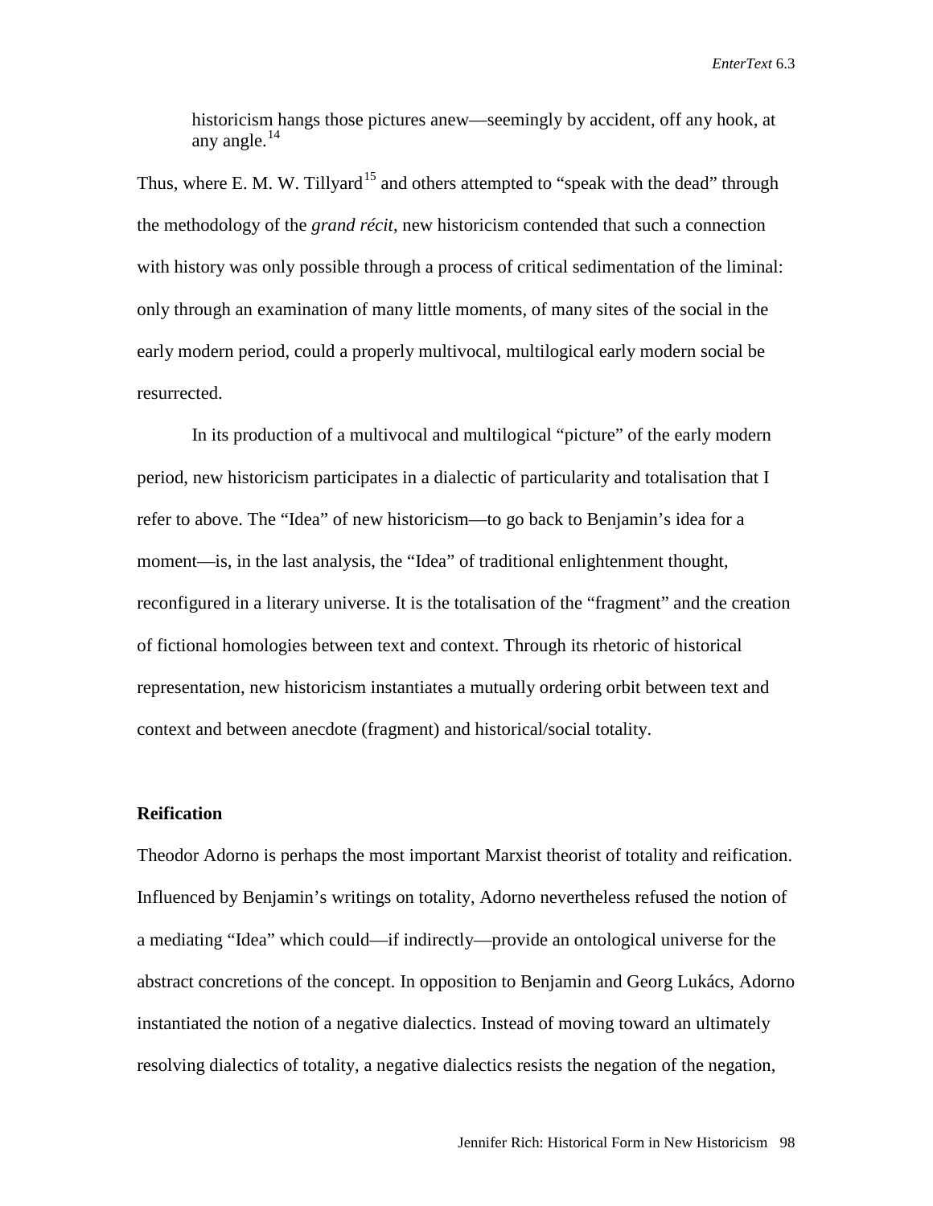historicism hangs those pictures anew—seemingly by accident, off any hook, at any angle.[14]

Thus, where E. M. W. Tillyard[15] and others attempted to "speak with the dead" through the methodology of the *grand récit*, new historicism contended that such a connection with history was only possible through a process of critical sedimentation of the liminal: only through an examination of many little moments, of many sites of the social in the early modern period, could a properly multivocal, multilogical early modern social be resurrected.

In its production of a multivocal and multilogical "picture" of the early modern period, new historicism participates in a dialectic of particularity and totalisation that I refer to above. The "Idea" of new historicism—to go back to Benjamin's idea for a moment—is, in the last analysis, the "Idea" of traditional enlightenment thought, reconfigured in a literary universe. It is the totalisation of the "fragment" and the creation of fictional homologies between text and context. Through its rhetoric of historical representation, new historicism instantiates a mutually ordering orbit between text and context and between anecdote (fragment) and historical/social totality.

**Reification**

Theodor Adorno is perhaps the most important Marxist theorist of totality and reification. Influenced by Benjamin's writings on totality, Adorno nevertheless refused the notion of a mediating "Idea" which could—if indirectly—provide an ontological universe for the abstract concretions of the concept. In opposition to Benjamin and Georg Lukács, Adorno instantiated the notion of a negative dialectics. Instead of moving toward an ultimately resolving dialectics of totality, a negative dialectics resists the negation of the negation,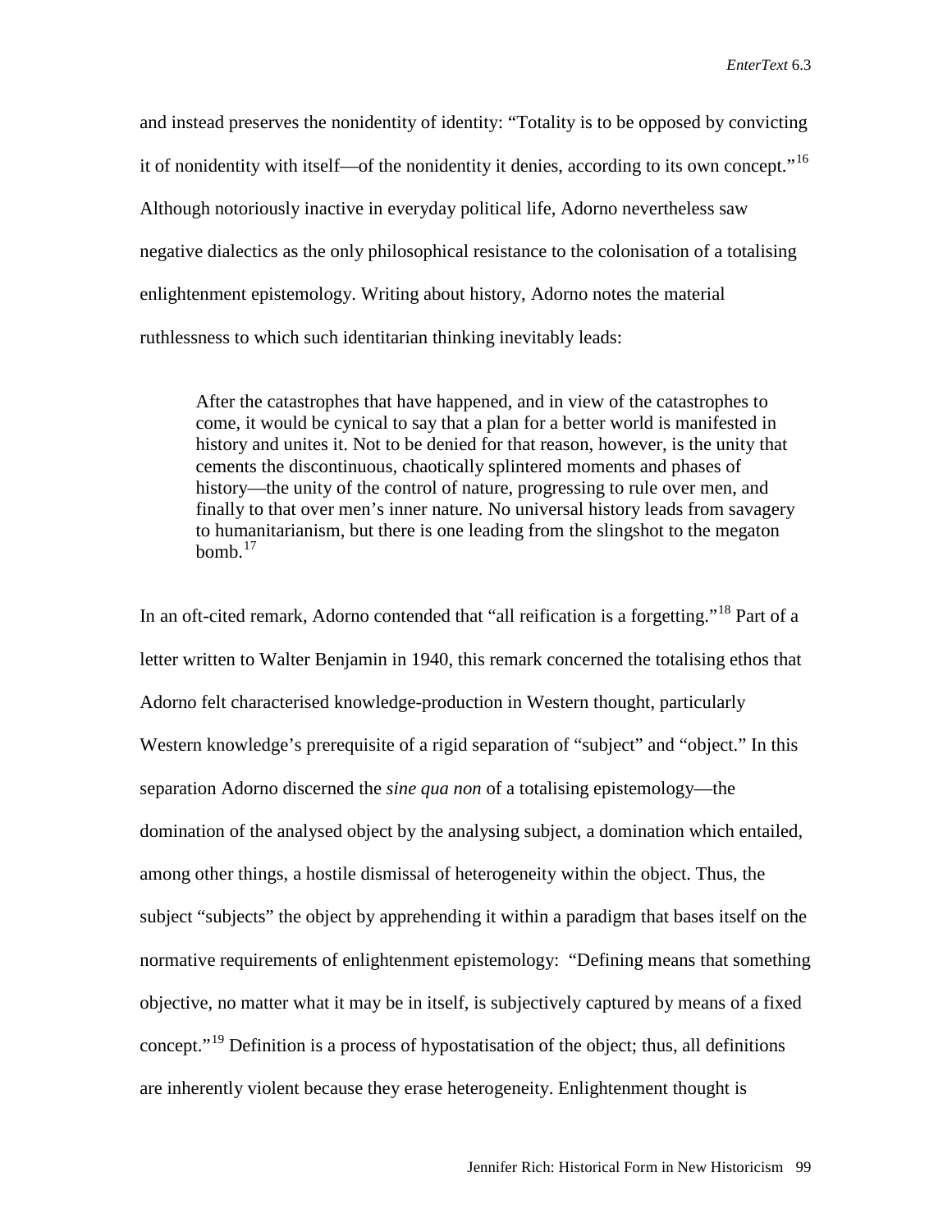and instead preserves the nonidentity of identity: "Totality is to be opposed by convicting it of nonidentity with itself—of the nonidentity it denies, according to its own concept."[16] Although notoriously inactive in everyday political life, Adorno nevertheless saw negative dialectics as the only philosophical resistance to the colonisation of a totalising enlightenment epistemology. Writing about history, Adorno notes the material ruthlessness to which such identitarian thinking inevitably leads:

> After the catastrophes that have happened, and in view of the catastrophes to come, it would be cynical to say that a plan for a better world is manifested in history and unites it. Not to be denied for that reason, however, is the unity that cements the discontinuous, chaotically splintered moments and phases of history—the unity of the control of nature, progressing to rule over men, and finally to that over men's inner nature. No universal history leads from savagery to humanitarianism, but there is one leading from the slingshot to the megaton bomb.[17]

In an oft-cited remark, Adorno contended that "all reification is a forgetting."[18] Part of a letter written to Walter Benjamin in 1940, this remark concerned the totalising ethos that Adorno felt characterised knowledge-production in Western thought, particularly Western knowledge's prerequisite of a rigid separation of "subject" and "object." In this separation Adorno discerned the *sine qua non* of a totalising epistemology—the domination of the analysed object by the analysing subject, a domination which entailed, among other things, a hostile dismissal of heterogeneity within the object. Thus, the subject "subjects" the object by apprehending it within a paradigm that bases itself on the normative requirements of enlightenment epistemology: "Defining means that something objective, no matter what it may be in itself, is subjectively captured by means of a fixed concept."[19] Definition is a process of hypostatisation of the object; thus, all definitions are inherently violent because they erase heterogeneity. Enlightenment thought is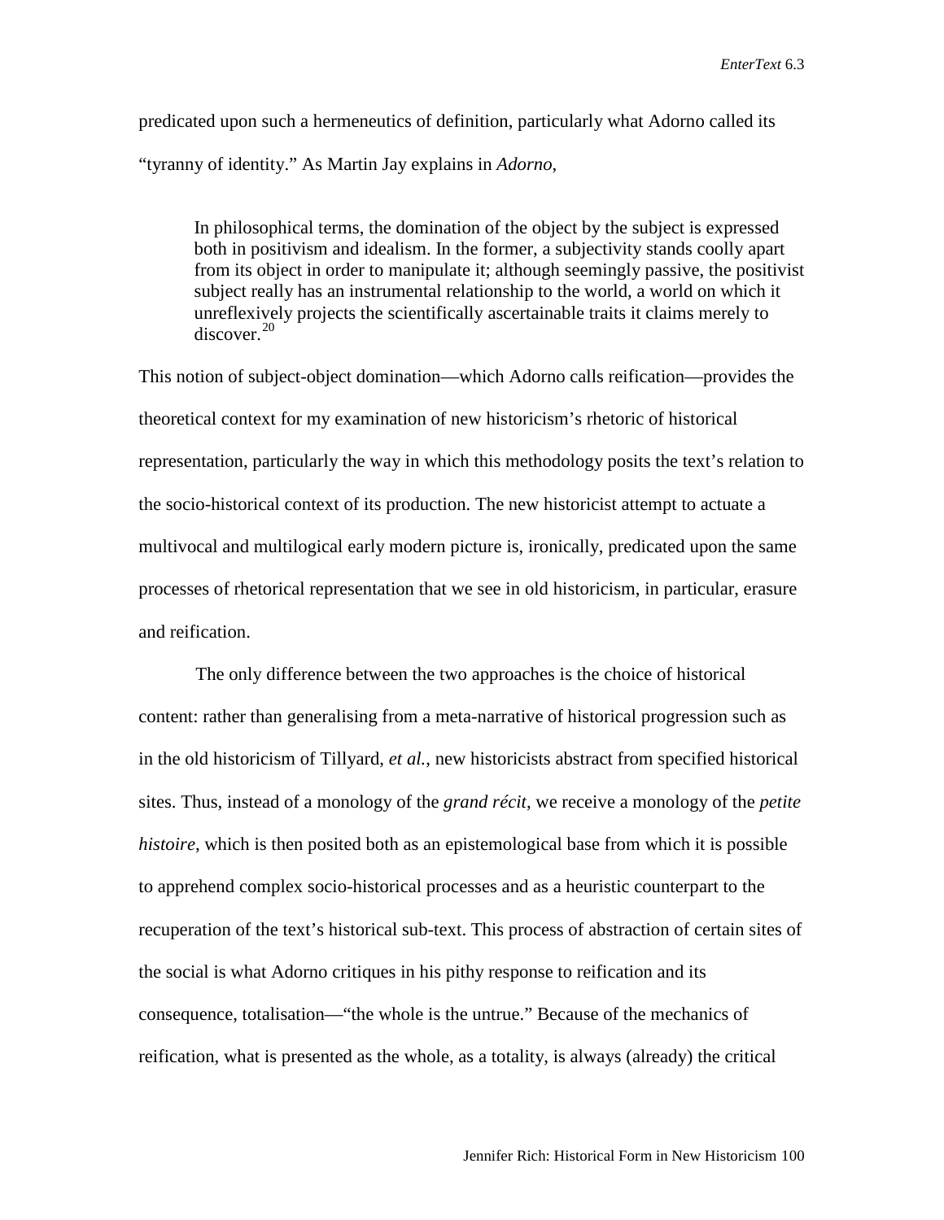predicated upon such a hermeneutics of definition, particularly what Adorno called its "tyranny of identity." As Martin Jay explains in *Adorno*,

> In philosophical terms, the domination of the object by the subject is expressed both in positivism and idealism. In the former, a subjectivity stands coolly apart from its object in order to manipulate it; although seemingly passive, the positivist subject really has an instrumental relationship to the world, a world on which it unreflexively projects the scientifically ascertainable traits it claims merely to discover.[20]

This notion of subject-object domination—which Adorno calls reification—provides the theoretical context for my examination of new historicism's rhetoric of historical representation, particularly the way in which this methodology posits the text's relation to the socio-historical context of its production. The new historicist attempt to actuate a multivocal and multilogical early modern picture is, ironically, predicated upon the same processes of rhetorical representation that we see in old historicism, in particular, erasure and reification.

The only difference between the two approaches is the choice of historical content: rather than generalising from a meta-narrative of historical progression such as in the old historicism of Tillyard, *et al.*, new historicists abstract from specified historical sites. Thus, instead of a monology of the *grand récit*, we receive a monology of the *petite histoire*, which is then posited both as an epistemological base from which it is possible to apprehend complex socio-historical processes and as a heuristic counterpart to the recuperation of the text's historical sub-text. This process of abstraction of certain sites of the social is what Adorno critiques in his pithy response to reification and its consequence, totalisation—"the whole is the untrue." Because of the mechanics of reification, what is presented as the whole, as a totality, is always (already) the critical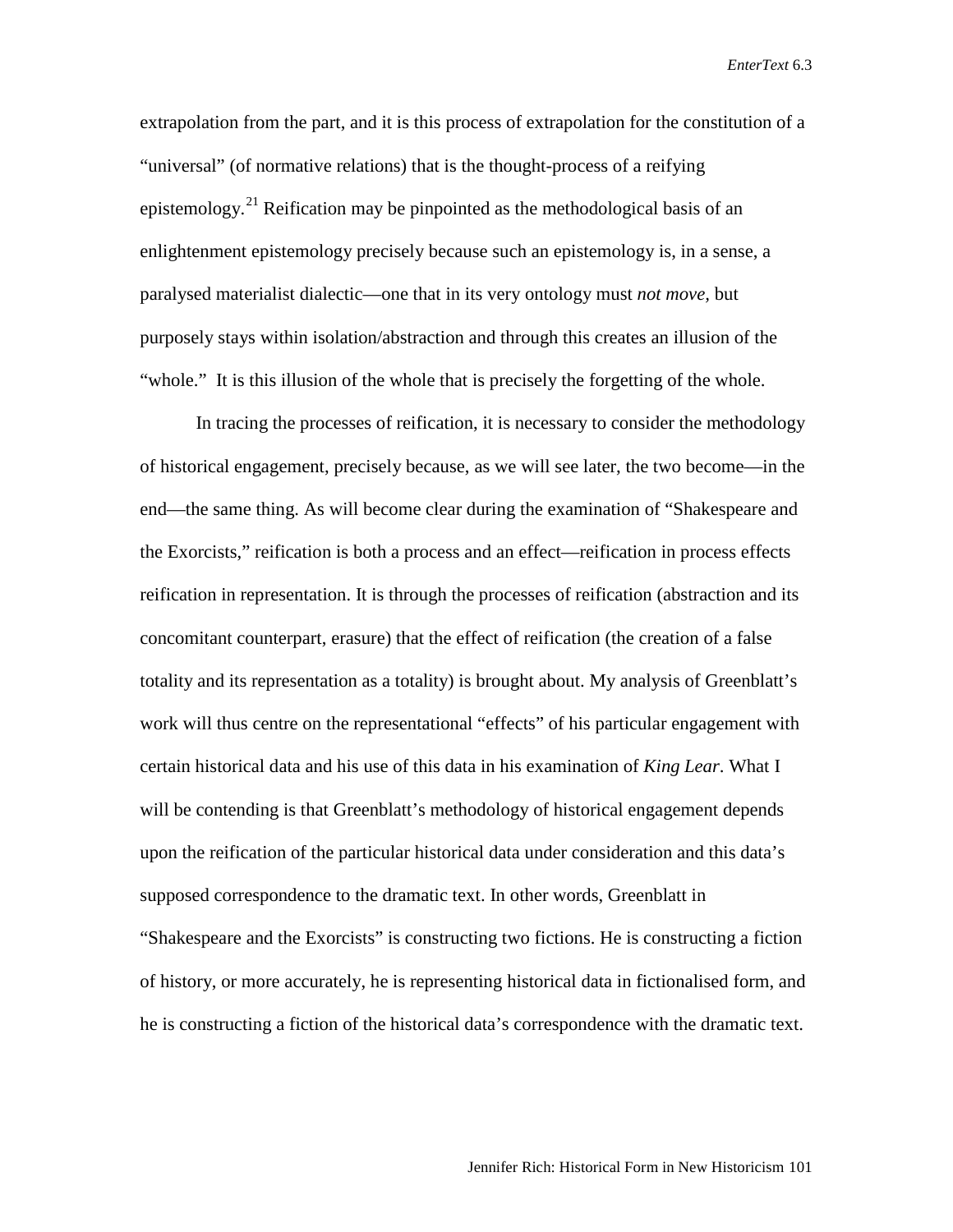extrapolation from the part, and it is this process of extrapolation for the constitution of a "universal" (of normative relations) that is the thought-process of a reifying epistemology.[21] Reification may be pinpointed as the methodological basis of an enlightenment epistemology precisely because such an epistemology is, in a sense, a paralysed materialist dialectic—one that in its very ontology must *not move,* but purposely stays within isolation/abstraction and through this creates an illusion of the "whole." It is this illusion of the whole that is precisely the forgetting of the whole.

In tracing the processes of reification, it is necessary to consider the methodology of historical engagement, precisely because, as we will see later, the two become—in the end—the same thing. As will become clear during the examination of "Shakespeare and the Exorcists," reification is both a process and an effect—reification in process effects reification in representation. It is through the processes of reification (abstraction and its concomitant counterpart, erasure) that the effect of reification (the creation of a false totality and its representation as a totality) is brought about. My analysis of Greenblatt's work will thus centre on the representational "effects" of his particular engagement with certain historical data and his use of this data in his examination of *King Lear*. What I will be contending is that Greenblatt's methodology of historical engagement depends upon the reification of the particular historical data under consideration and this data's supposed correspondence to the dramatic text. In other words, Greenblatt in "Shakespeare and the Exorcists" is constructing two fictions. He is constructing a fiction of history, or more accurately, he is representing historical data in fictionalised form, and he is constructing a fiction of the historical data's correspondence with the dramatic text.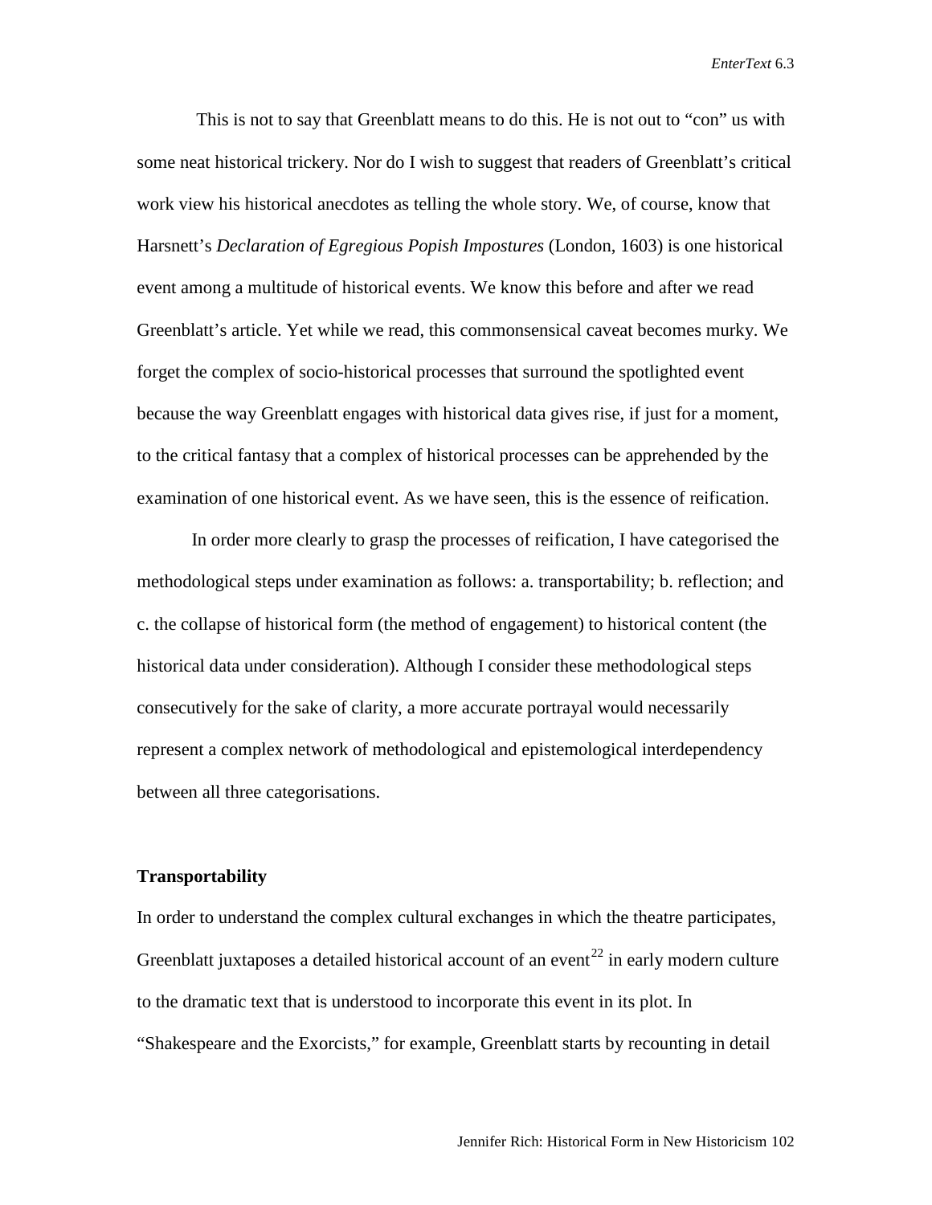This is not to say that Greenblatt means to do this. He is not out to "con" us with some neat historical trickery. Nor do I wish to suggest that readers of Greenblatt's critical work view his historical anecdotes as telling the whole story. We, of course, know that Harsnett's *Declaration of Egregious Popish Impostures* (London, 1603) is one historical event among a multitude of historical events. We know this before and after we read Greenblatt's article. Yet while we read, this commonsensical caveat becomes murky. We forget the complex of socio-historical processes that surround the spotlighted event because the way Greenblatt engages with historical data gives rise, if just for a moment, to the critical fantasy that a complex of historical processes can be apprehended by the examination of one historical event. As we have seen, this is the essence of reification.

In order more clearly to grasp the processes of reification, I have categorised the methodological steps under examination as follows: a. transportability; b. reflection; and c. the collapse of historical form (the method of engagement) to historical content (the historical data under consideration). Although I consider these methodological steps consecutively for the sake of clarity, a more accurate portrayal would necessarily represent a complex network of methodological and epistemological interdependency between all three categorisations.

### Transportability

In order to understand the complex cultural exchanges in which the theatre participates, Greenblatt juxtaposes a detailed historical account of an event[22] in early modern culture to the dramatic text that is understood to incorporate this event in its plot. In "Shakespeare and the Exorcists," for example, Greenblatt starts by recounting in detail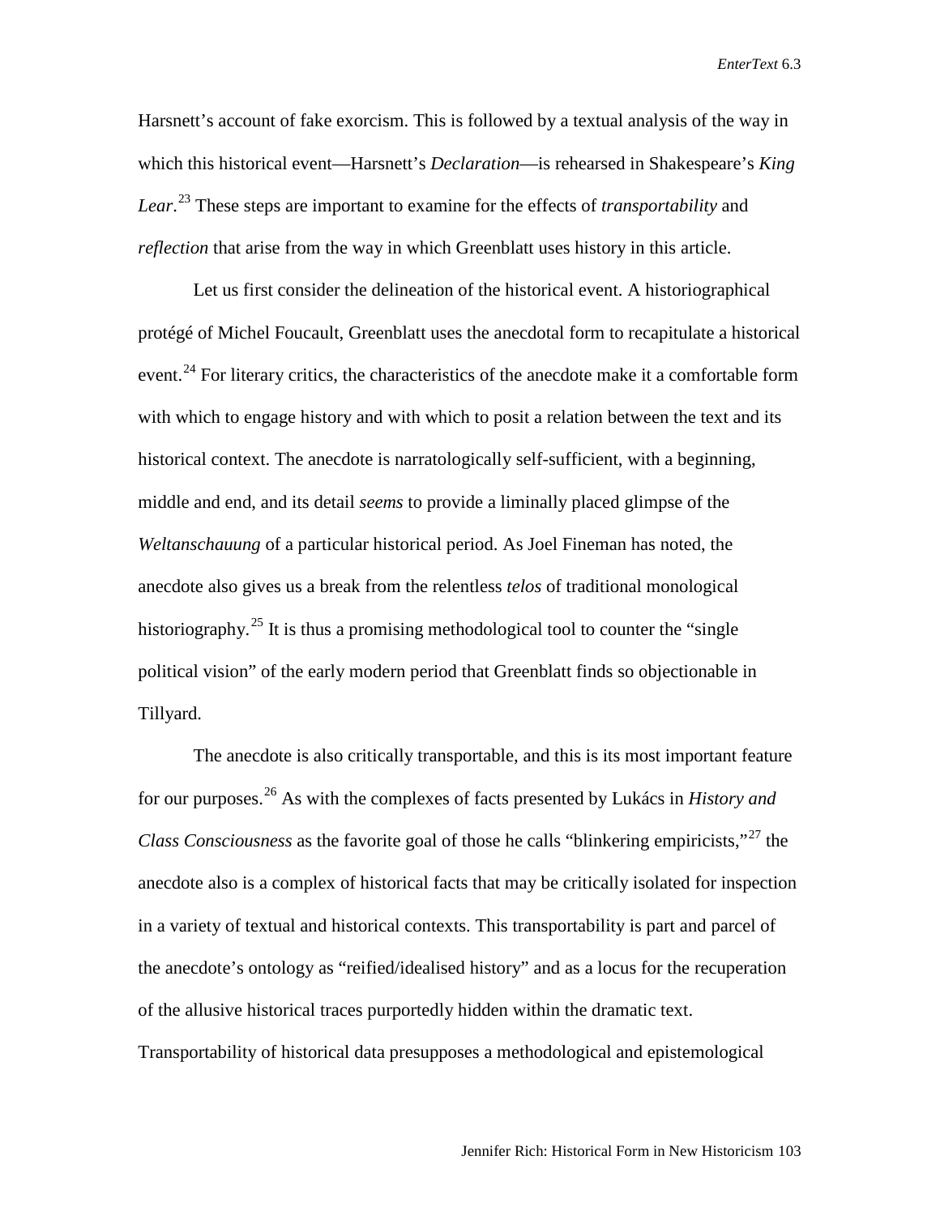Harsnett's account of fake exorcism. This is followed by a textual analysis of the way in which this historical event—Harsnett's *Declaration*—is rehearsed in Shakespeare's *King Lear*.[23] These steps are important to examine for the effects of *transportability* and *reflection* that arise from the way in which Greenblatt uses history in this article.

Let us first consider the delineation of the historical event. A historiographical protégé of Michel Foucault, Greenblatt uses the anecdotal form to recapitulate a historical event.[24] For literary critics, the characteristics of the anecdote make it a comfortable form with which to engage history and with which to posit a relation between the text and its historical context. The anecdote is narratologically self-sufficient, with a beginning, middle and end, and its detail *seems* to provide a liminally placed glimpse of the *Weltanschauung* of a particular historical period. As Joel Fineman has noted, the anecdote also gives us a break from the relentless *telos* of traditional monological historiography.[25] It is thus a promising methodological tool to counter the "single political vision" of the early modern period that Greenblatt finds so objectionable in Tillyard.

The anecdote is also critically transportable, and this is its most important feature for our purposes.[26] As with the complexes of facts presented by Lukács in *History and Class Consciousness* as the favorite goal of those he calls "blinkering empiricists,"[27] the anecdote also is a complex of historical facts that may be critically isolated for inspection in a variety of textual and historical contexts. This transportability is part and parcel of the anecdote's ontology as "reified/idealised history" and as a locus for the recuperation of the allusive historical traces purportedly hidden within the dramatic text. Transportability of historical data presupposes a methodological and epistemological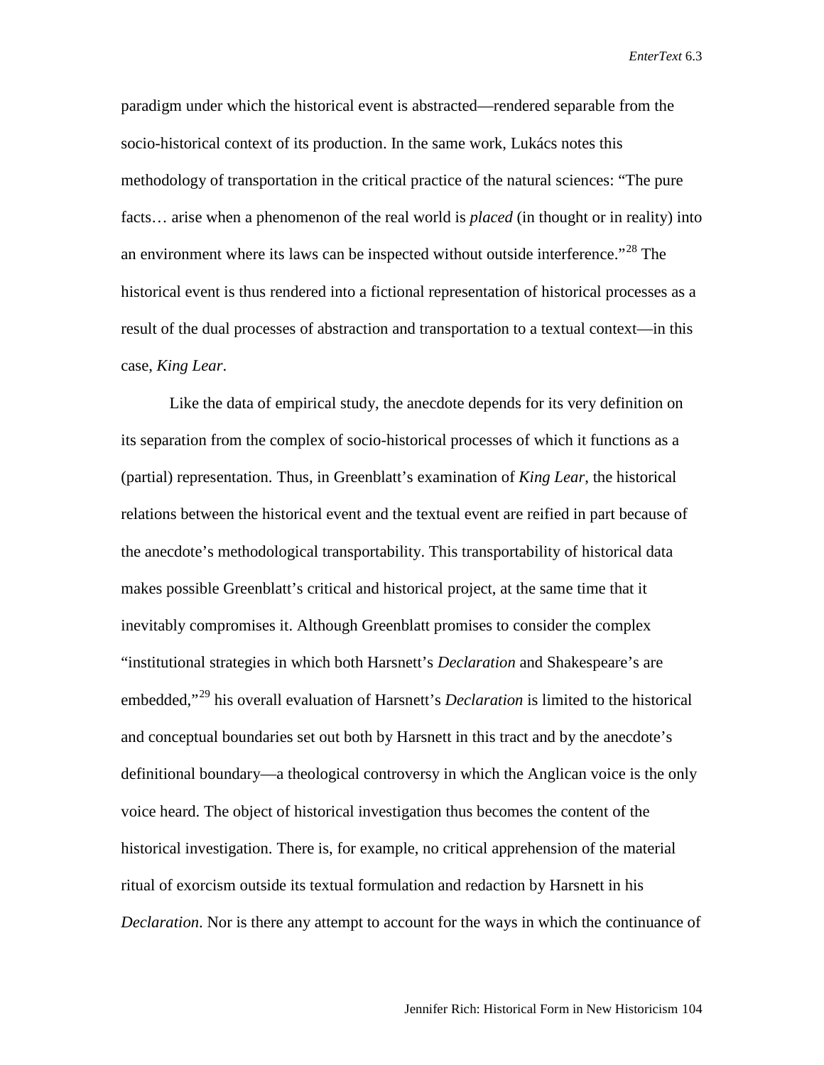paradigm under which the historical event is abstracted—rendered separable from the socio-historical context of its production. In the same work, Lukács notes this methodology of transportation in the critical practice of the natural sciences: "The pure facts… arise when a phenomenon of the real world is *placed* (in thought or in reality) into an environment where its laws can be inspected without outside interference."[28] The historical event is thus rendered into a fictional representation of historical processes as a result of the dual processes of abstraction and transportation to a textual context—in this case, *King Lear*.

Like the data of empirical study, the anecdote depends for its very definition on its separation from the complex of socio-historical processes of which it functions as a (partial) representation. Thus, in Greenblatt's examination of *King Lear*, the historical relations between the historical event and the textual event are reified in part because of the anecdote's methodological transportability. This transportability of historical data makes possible Greenblatt's critical and historical project, at the same time that it inevitably compromises it. Although Greenblatt promises to consider the complex "institutional strategies in which both Harsnett's *Declaration* and Shakespeare's are embedded,"[29] his overall evaluation of Harsnett's *Declaration* is limited to the historical and conceptual boundaries set out both by Harsnett in this tract and by the anecdote's definitional boundary—a theological controversy in which the Anglican voice is the only voice heard. The object of historical investigation thus becomes the content of the historical investigation. There is, for example, no critical apprehension of the material ritual of exorcism outside its textual formulation and redaction by Harsnett in his *Declaration*. Nor is there any attempt to account for the ways in which the continuance of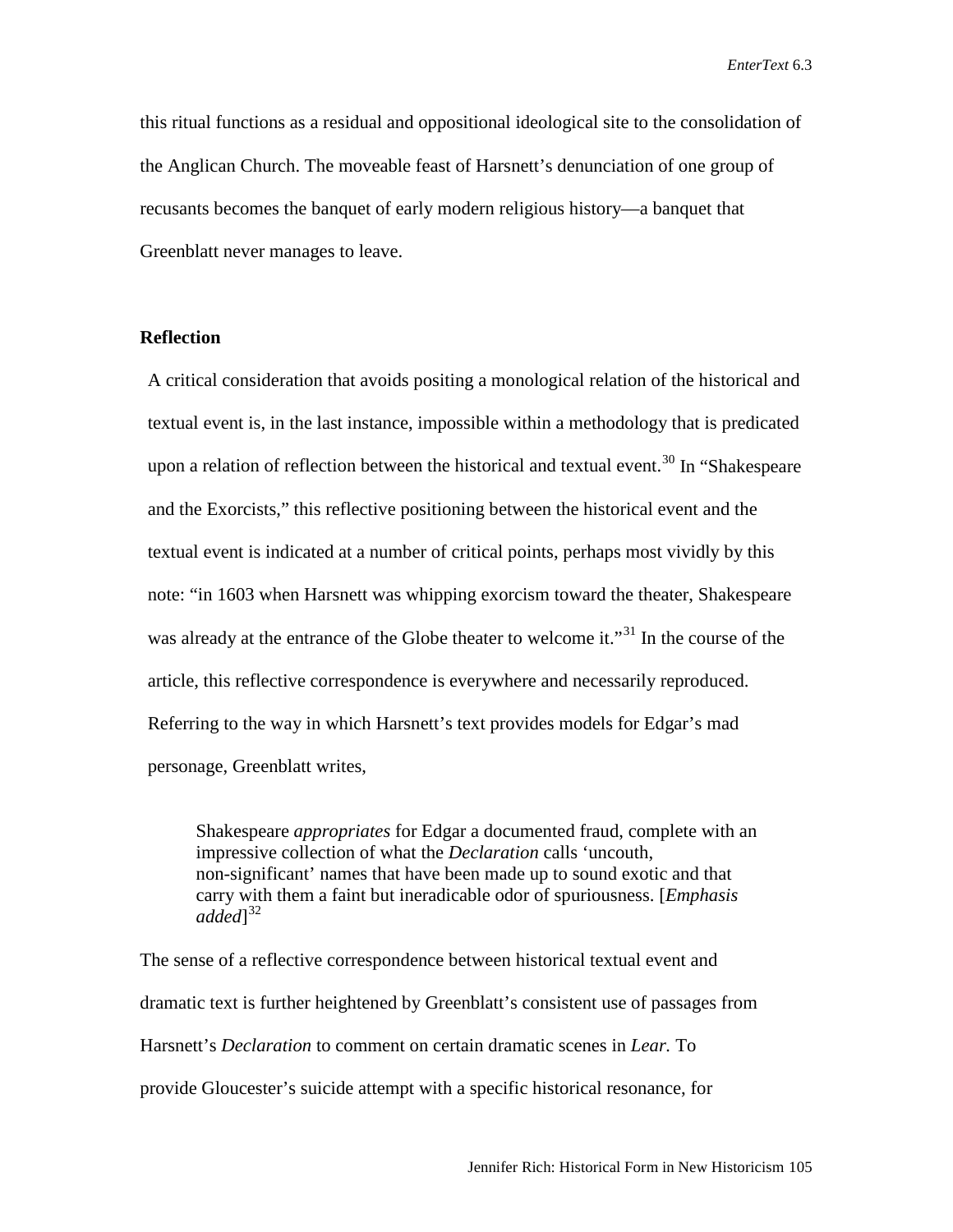this ritual functions as a residual and oppositional ideological site to the consolidation of the Anglican Church. The moveable feast of Harsnett's denunciation of one group of recusants becomes the banquet of early modern religious history—a banquet that Greenblatt never manages to leave.

**Reflection**

A critical consideration that avoids positing a monological relation of the historical and textual event is, in the last instance, impossible within a methodology that is predicated upon a relation of reflection between the historical and textual event.[30] In "Shakespeare and the Exorcists," this reflective positioning between the historical event and the textual event is indicated at a number of critical points, perhaps most vividly by this note: "in 1603 when Harsnett was whipping exorcism toward the theater, Shakespeare was already at the entrance of the Globe theater to welcome it."[31] In the course of the article, this reflective correspondence is everywhere and necessarily reproduced. Referring to the way in which Harsnett's text provides models for Edgar's mad personage, Greenblatt writes,

> Shakespeare *appropriates* for Edgar a documented fraud, complete with an impressive collection of what the *Declaration* calls 'uncouth, non-significant' names that have been made up to sound exotic and that carry with them a faint but ineradicable odor of spuriousness. [*Emphasis added*][32]

The sense of a reflective correspondence between historical textual event and dramatic text is further heightened by Greenblatt's consistent use of passages from Harsnett's *Declaration* to comment on certain dramatic scenes in *Lear.* To provide Gloucester's suicide attempt with a specific historical resonance, for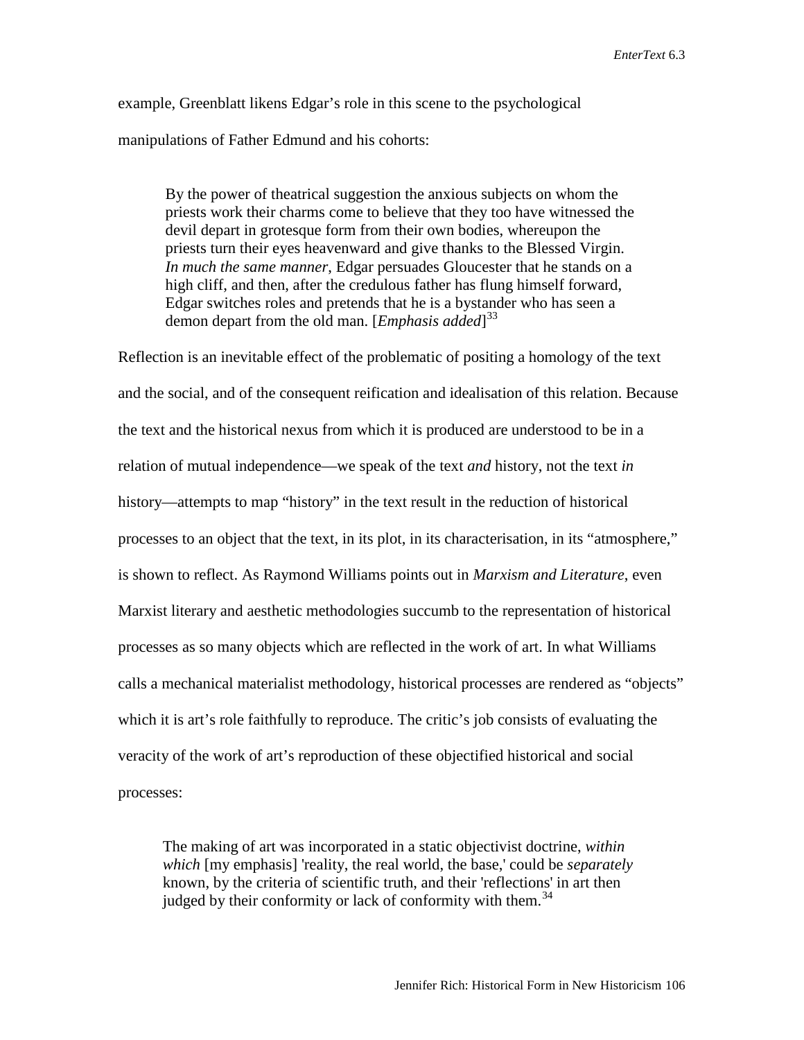example, Greenblatt likens Edgar's role in this scene to the psychological manipulations of Father Edmund and his cohorts:

> By the power of theatrical suggestion the anxious subjects on whom the priests work their charms come to believe that they too have witnessed the devil depart in grotesque form from their own bodies, whereupon the priests turn their eyes heavenward and give thanks to the Blessed Virgin. *In much the same manner*, Edgar persuades Gloucester that he stands on a high cliff, and then, after the credulous father has flung himself forward, Edgar switches roles and pretends that he is a bystander who has seen a demon depart from the old man. [*Emphasis added*][33]

Reflection is an inevitable effect of the problematic of positing a homology of the text and the social, and of the consequent reification and idealisation of this relation. Because the text and the historical nexus from which it is produced are understood to be in a relation of mutual independence—we speak of the text *and* history, not the text *in* history—attempts to map "history" in the text result in the reduction of historical processes to an object that the text, in its plot, in its characterisation, in its "atmosphere," is shown to reflect. As Raymond Williams points out in *Marxism and Literature*, even Marxist literary and aesthetic methodologies succumb to the representation of historical processes as so many objects which are reflected in the work of art. In what Williams calls a mechanical materialist methodology, historical processes are rendered as "objects" which it is art's role faithfully to reproduce. The critic's job consists of evaluating the veracity of the work of art's reproduction of these objectified historical and social processes:

> The making of art was incorporated in a static objectivist doctrine, *within which* [my emphasis] 'reality, the real world, the base,' could be *separately* known, by the criteria of scientific truth, and their 'reflections' in art then judged by their conformity or lack of conformity with them.[34]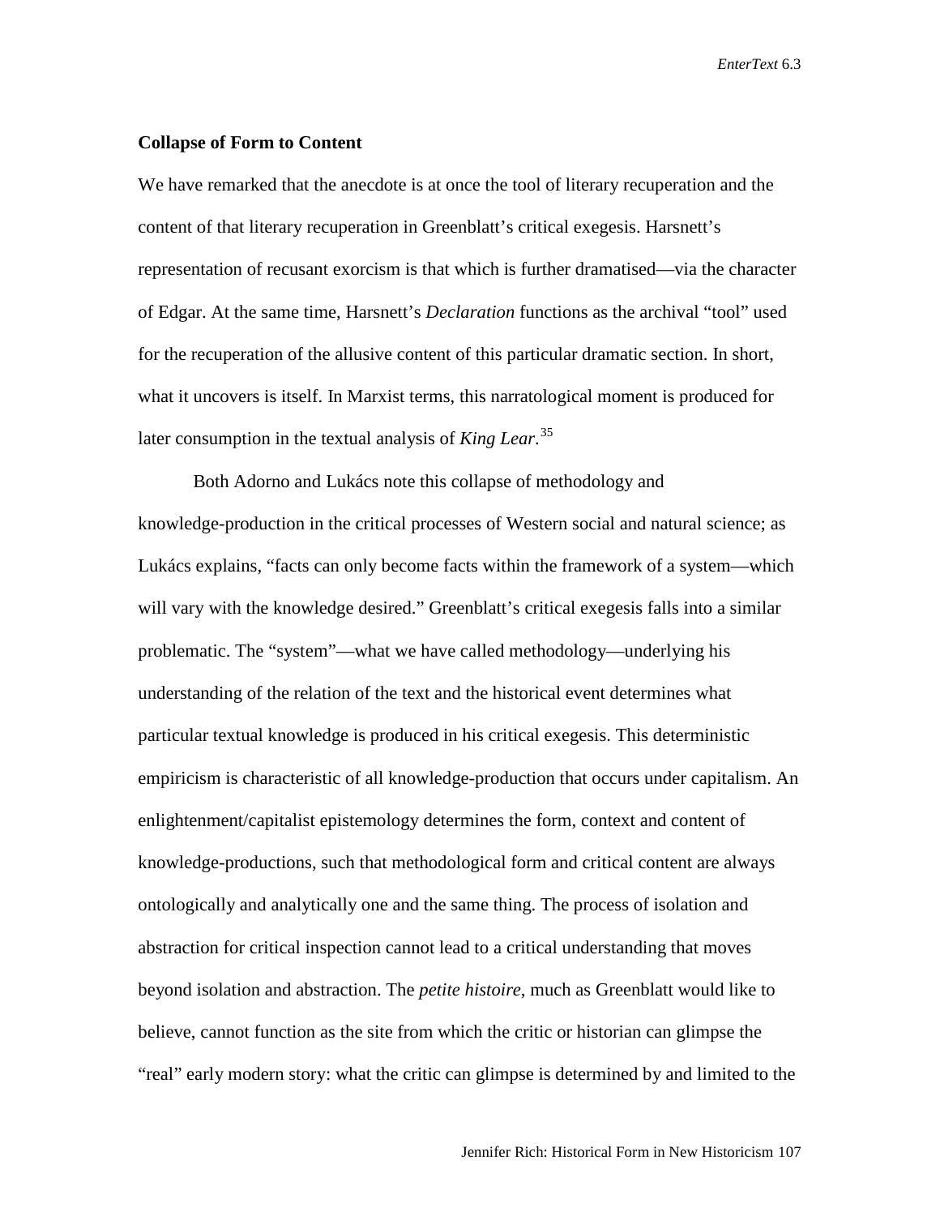**Collapse of Form to Content**

We have remarked that the anecdote is at once the tool of literary recuperation and the content of that literary recuperation in Greenblatt's critical exegesis. Harsnett's representation of recusant exorcism is that which is further dramatised—via the character of Edgar. At the same time, Harsnett's *Declaration* functions as the archival "tool" used for the recuperation of the allusive content of this particular dramatic section. In short, what it uncovers is itself. In Marxist terms, this narratological moment is produced for later consumption in the textual analysis of *King Lear*.[35]

Both Adorno and Lukács note this collapse of methodology and knowledge-production in the critical processes of Western social and natural science; as Lukács explains, "facts can only become facts within the framework of a system—which will vary with the knowledge desired." Greenblatt's critical exegesis falls into a similar problematic. The "system"—what we have called methodology—underlying his understanding of the relation of the text and the historical event determines what particular textual knowledge is produced in his critical exegesis. This deterministic empiricism is characteristic of all knowledge-production that occurs under capitalism. An enlightenment/capitalist epistemology determines the form, context and content of knowledge-productions, such that methodological form and critical content are always ontologically and analytically one and the same thing. The process of isolation and abstraction for critical inspection cannot lead to a critical understanding that moves beyond isolation and abstraction. The *petite histoire*, much as Greenblatt would like to believe, cannot function as the site from which the critic or historian can glimpse the "real" early modern story: what the critic can glimpse is determined by and limited to the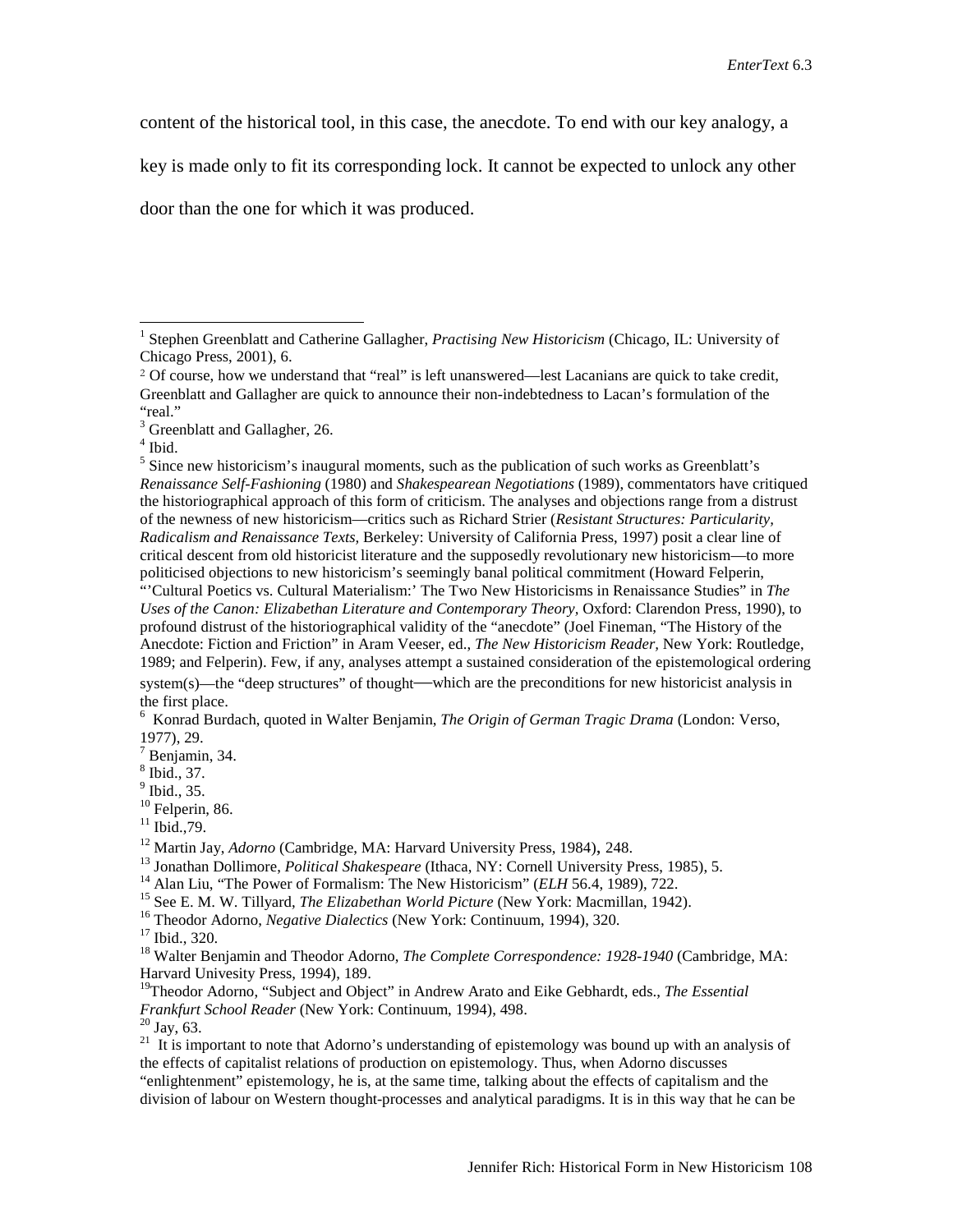content of the historical tool, in this case, the anecdote. To end with our key analogy, a key is made only to fit its corresponding lock. It cannot be expected to unlock any other door than the one for which it was produced.

---

[1] Stephen Greenblatt and Catherine Gallagher, *Practising New Historicism* (Chicago, IL: University of Chicago Press, 2001), 6.

[2] Of course, how we understand that "real" is left unanswered—lest Lacanians are quick to take credit, Greenblatt and Gallagher are quick to announce their non-indebtedness to Lacan's formulation of the "real."

[3] Greenblatt and Gallagher, 26.

[4] Ibid.

[5] Since new historicism's inaugural moments, such as the publication of such works as Greenblatt's *Renaissance Self-Fashioning* (1980) and *Shakespearean Negotiations* (1989), commentators have critiqued the historiographical approach of this form of criticism. The analyses and objections range from a distrust of the newness of new historicism—critics such as Richard Strier (*Resistant Structures: Particularity, Radicalism and Renaissance Texts*, Berkeley: University of California Press, 1997) posit a clear line of critical descent from old historicist literature and the supposedly revolutionary new historicism—to more politicised objections to new historicism's seemingly banal political commitment (Howard Felperin, "'Cultural Poetics vs. Cultural Materialism:' The Two New Historicisms in Renaissance Studies" in *The Uses of the Canon: Elizabethan Literature and Contemporary Theory*, Oxford: Clarendon Press, 1990), to profound distrust of the historiographical validity of the "anecdote" (Joel Fineman, "The History of the Anecdote: Fiction and Friction" in Aram Veeser, ed., *The New Historicism Reader,* New York: Routledge, 1989; and Felperin). Few, if any, analyses attempt a sustained consideration of the epistemological ordering system(s)—the "deep structures" of thought—which are the preconditions for new historicist analysis in the first place.

[6] Konrad Burdach, quoted in Walter Benjamin, *The Origin of German Tragic Drama* (London: Verso, 1977), 29.

[7] Benjamin, 34.

[8] Ibid., 37.

[9] Ibid., 35.

[10] Felperin, 86.

[11] Ibid.,79.

[12] Martin Jay, *Adorno* (Cambridge, MA: Harvard University Press, 1984), 248.

[13] Jonathan Dollimore, *Political Shakespeare* (Ithaca, NY: Cornell University Press, 1985), 5.

[14] Alan Liu, "The Power of Formalism: The New Historicism" (*ELH* 56.4, 1989), 722.

[15] See E. M. W. Tillyard, *The Elizabethan World Picture* (New York: Macmillan, 1942).

[16] Theodor Adorno, *Negative Dialectics* (New York: Continuum, 1994), 320.

[17] Ibid., 320.

[18] Walter Benjamin and Theodor Adorno, *The Complete Correspondence: 1928-1940* (Cambridge, MA: Harvard Univesity Press, 1994), 189.

[19] Theodor Adorno, "Subject and Object" in Andrew Arato and Eike Gebhardt, eds., *The Essential Frankfurt School Reader* (New York: Continuum, 1994), 498.

[20] Jay, 63.

[21] It is important to note that Adorno's understanding of epistemology was bound up with an analysis of the effects of capitalist relations of production on epistemology. Thus, when Adorno discusses "enlightenment" epistemology, he is, at the same time, talking about the effects of capitalism and the division of labour on Western thought-processes and analytical paradigms. It is in this way that he can be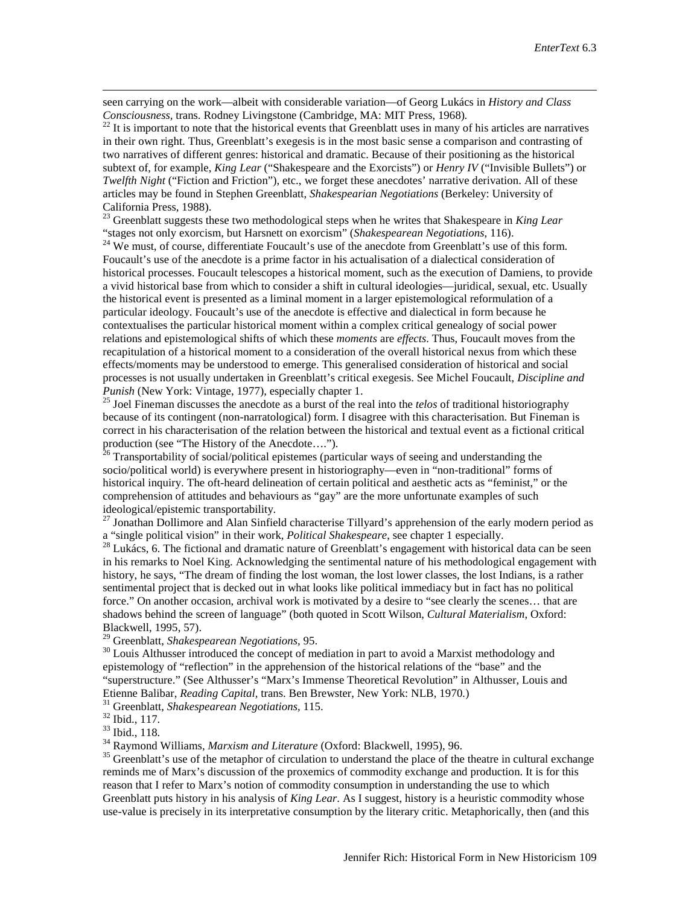seen carrying on the work—albeit with considerable variation—of Georg Lukács in *History and Class Consciousness*, trans. Rodney Livingstone (Cambridge, MA: MIT Press, 1968).

[22] It is important to note that the historical events that Greenblatt uses in many of his articles are narratives in their own right. Thus, Greenblatt's exegesis is in the most basic sense a comparison and contrasting of two narratives of different genres: historical and dramatic. Because of their positioning as the historical subtext of, for example, *King Lear* ("Shakespeare and the Exorcists") or *Henry IV* ("Invisible Bullets") or *Twelfth Night* ("Fiction and Friction"), etc., we forget these anecdotes' narrative derivation. All of these articles may be found in Stephen Greenblatt, *Shakespearian Negotiations* (Berkeley: University of California Press, 1988).

[23] Greenblatt suggests these two methodological steps when he writes that Shakespeare in *King Lear* "stages not only exorcism, but Harsnett on exorcism" (*Shakespearean Negotiations*, 116).

[24] We must, of course, differentiate Foucault's use of the anecdote from Greenblatt's use of this form. Foucault's use of the anecdote is a prime factor in his actualisation of a dialectical consideration of historical processes. Foucault telescopes a historical moment, such as the execution of Damiens, to provide a vivid historical base from which to consider a shift in cultural ideologies—juridical, sexual, etc. Usually the historical event is presented as a liminal moment in a larger epistemological reformulation of a particular ideology. Foucault's use of the anecdote is effective and dialectical in form because he contextualises the particular historical moment within a complex critical genealogy of social power relations and epistemological shifts of which these *moments* are *effects*. Thus, Foucault moves from the recapitulation of a historical moment to a consideration of the overall historical nexus from which these effects/moments may be understood to emerge. This generalised consideration of historical and social processes is not usually undertaken in Greenblatt's critical exegesis. See Michel Foucault, *Discipline and Punish* (New York: Vintage, 1977), especially chapter 1.

[25] Joel Fineman discusses the anecdote as a burst of the real into the *telos* of traditional historiography because of its contingent (non-narratological) form. I disagree with this characterisation. But Fineman is correct in his characterisation of the relation between the historical and textual event as a fictional critical production (see "The History of the Anecdote….").

[26] Transportability of social/political epistemes (particular ways of seeing and understanding the socio/political world) is everywhere present in historiography—even in "non-traditional" forms of historical inquiry. The oft-heard delineation of certain political and aesthetic acts as "feminist," or the comprehension of attitudes and behaviours as "gay" are the more unfortunate examples of such ideological/epistemic transportability.

[27] Jonathan Dollimore and Alan Sinfield characterise Tillyard's apprehension of the early modern period as a "single political vision" in their work, *Political Shakespeare*, see chapter 1 especially.

[28] Lukács, 6. The fictional and dramatic nature of Greenblatt's engagement with historical data can be seen in his remarks to Noel King. Acknowledging the sentimental nature of his methodological engagement with history, he says, "The dream of finding the lost woman, the lost lower classes, the lost Indians, is a rather sentimental project that is decked out in what looks like political immediacy but in fact has no political force." On another occasion, archival work is motivated by a desire to "see clearly the scenes… that are shadows behind the screen of language" (both quoted in Scott Wilson, *Cultural Materialism*, Oxford: Blackwell, 1995, 57).

[29] Greenblatt, *Shakespearean Negotiations*, 95.

[30] Louis Althusser introduced the concept of mediation in part to avoid a Marxist methodology and epistemology of "reflection" in the apprehension of the historical relations of the "base" and the "superstructure." (See Althusser's "Marx's Immense Theoretical Revolution" in Althusser, Louis and Etienne Balibar, *Reading Capital*, trans. Ben Brewster, New York: NLB, 1970.)

[31] Greenblatt, *Shakespearean Negotiations*, 115.

[32] Ibid., 117.

[33] Ibid., 118.

[34] Raymond Williams, *Marxism and Literature* (Oxford: Blackwell, 1995), 96.

[35] Greenblatt's use of the metaphor of circulation to understand the place of the theatre in cultural exchange reminds me of Marx's discussion of the proxemics of commodity exchange and production. It is for this reason that I refer to Marx's notion of commodity consumption in understanding the use to which Greenblatt puts history in his analysis of *King Lear*. As I suggest, history is a heuristic commodity whose use-value is precisely in its interpretative consumption by the literary critic. Metaphorically, then (and this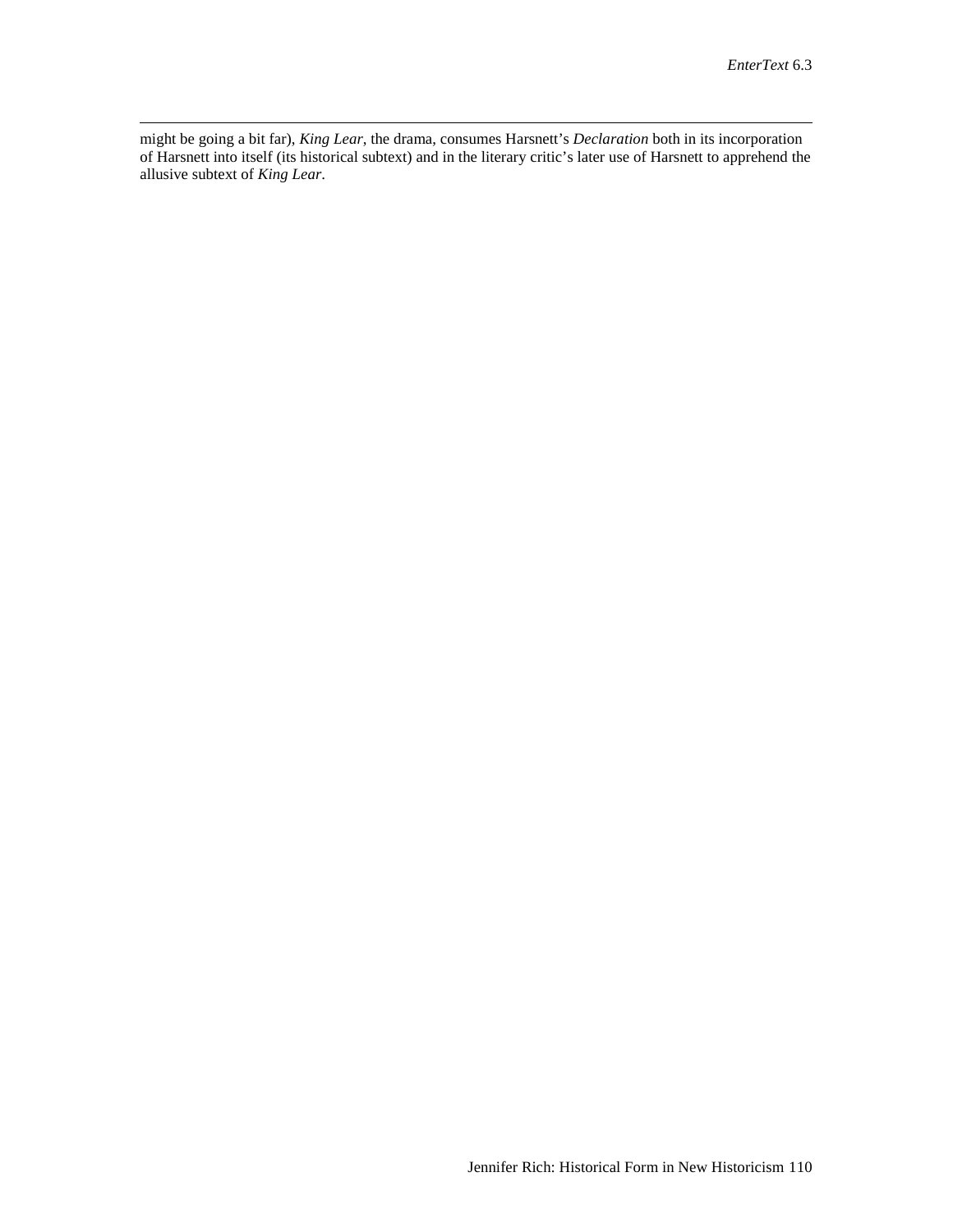might be going a bit far), *King Lear*, the drama, consumes Harsnett's *Declaration* both in its incorporation of Harsnett into itself (its historical subtext) and in the literary critic's later use of Harsnett to apprehend the allusive subtext of *King Lear*.